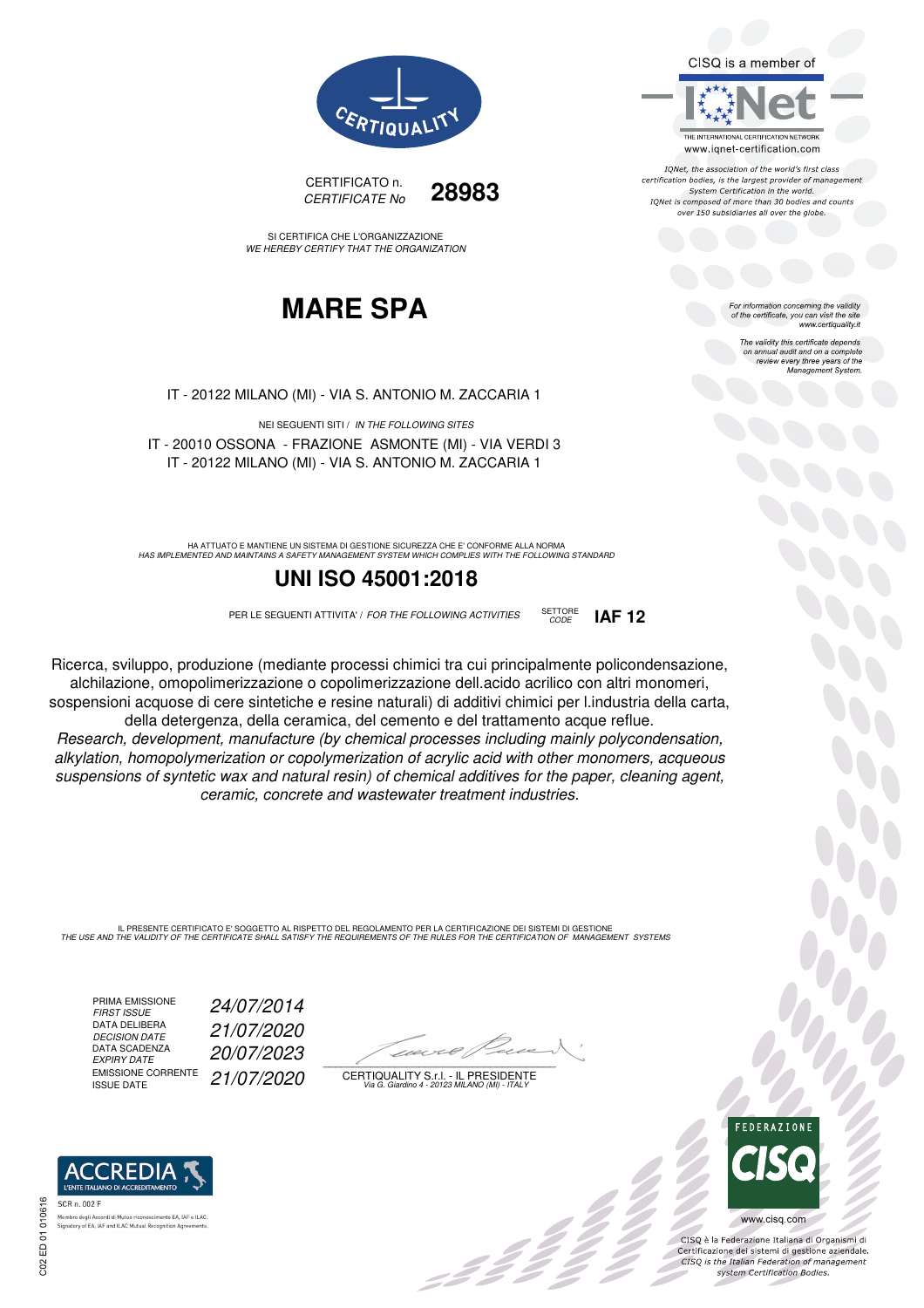CERTIQUALITY

CERTIFICATO n.
*CERTIFICATE No* **28983**

SI CERTIFICA CHE L'ORGANIZZAZIONE
*WE HEREBY CERTIFY THAT THE ORGANIZATION*

# MARE SPA

IT - 20122 MILANO (MI) - VIA S. ANTONIO M. ZACCARIA 1

NEI SEGUENTI SITI / *IN THE FOLLOWING SITES*

IT - 20010 OSSONA - FRAZIONE ASMONTE (MI) - VIA VERDI 3
IT - 20122 MILANO (MI) - VIA S. ANTONIO M. ZACCARIA 1

HA ATTUATO E MANTIENE UN SISTEMA DI GESTIONE SICUREZZA CHE E' CONFORME ALLA NORMA
*HAS IMPLEMENTED AND MAINTAINS A SAFETY MANAGEMENT SYSTEM WHICH COMPLIES WITH THE FOLLOWING STANDARD*

## UNI ISO 45001:2018

PER LE SEGUENTI ATTIVITA' / *FOR THE FOLLOWING ACTIVITIES* SETTORE *CODE* **IAF 12**

Ricerca, sviluppo, produzione (mediante processi chimici tra cui principalmente policondensazione, alchilazione, omopolimerizzazione o copolimerizzazione dell.acido acrilico con altri monomeri, sospensioni acquose di cere sintetiche e resine naturali) di additivi chimici per l.industria della carta, della detergenza, della ceramica, del cemento e del trattamento acque reflue.

*Research, development, manufacture (by chemical processes including mainly polycondensation, alkylation, homopolymerization or copolymerization of acrylic acid with other monomers, acqueous suspensions of syntetic wax and natural resin) of chemical additives for the paper, cleaning agent, ceramic, concrete and wastewater treatment industries.*

IL PRESENTE CERTIFICATO E' SOGGETTO AL RISPETTO DEL REGOLAMENTO PER LA CERTIFICAZIONE DEI SISTEMI DI GESTIONE
*THE USE AND THE VALIDITY OF THE CERTIFICATE SHALL SATISFY THE REQUIREMENTS OF THE RULES FOR THE CERTIFICATION OF MANAGEMENT SYSTEMS*

| | |
|---|---|
| PRIMA EMISSIONE *FIRST ISSUE* | *24/07/2014* |
| DATA DELIBERA *DECISION DATE* | *21/07/2020* |
| DATA SCADENZA *EXPIRY DATE* | *20/07/2023* |
| EMISSIONE CORRENTE ISSUE DATE | *21/07/2020* |

CERTIQUALITY S.r.l. - IL PRESIDENTE
*Via G. Giardino 4 - 20123 MILANO (MI) - ITALY*

CISQ is a member of IQNet
THE INTERNATIONAL CERTIFICATION NETWORK
www.iqnet-certification.com

*IQNet, the association of the world's first class certification bodies, is the largest provider of management System Certification in the world. IQNet is composed of more than 30 bodies and counts over 150 subsidiaries all over the globe.*

*For information concerning the validity of the certificate, you can visit the site www.certiquality.it*

*The validity this certificate depends on annual audit and on a complete review every three years of the Management System.*

ACCREDIA
L'ENTE ITALIANO DI ACCREDITAMENTO
SCR n. 002 F
Membro degli Accordi di Mutuo riconoscimento EA, IAF e ILAC.
Signatory of EA, IAF and ILAC Mutual Recognition Agreements.

FEDERAZIONE CISQ
www.cisq.com

CISQ è la Federazione Italiana di Organismi di Certificazione dei sistemi di gestione aziendale.
*CISQ is the Italian Federation of management system Certification Bodies.*

C02 ED 01 010616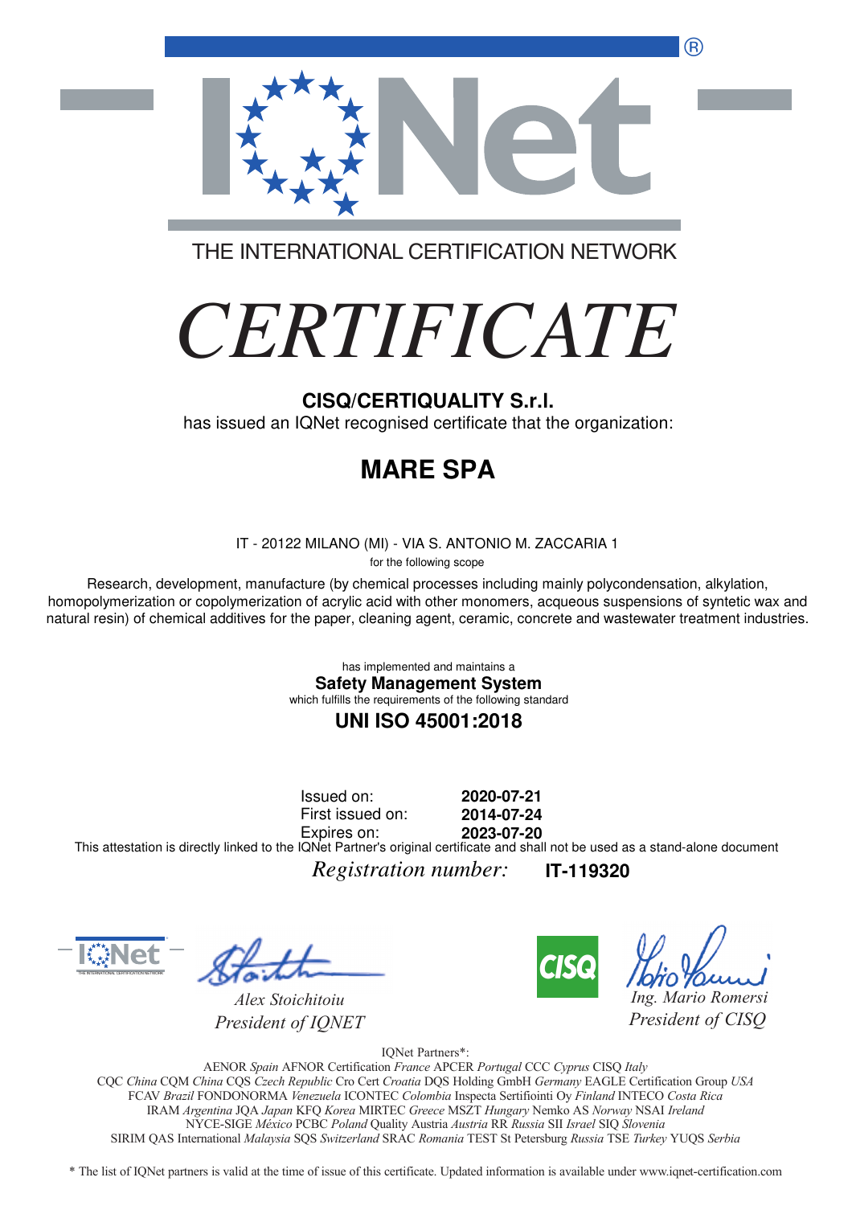THE INTERNATIONAL CERTIFICATION NETWORK

# *CERTIFICATE*

**CISQ/CERTIQUALITY S.r.l.**

has issued an IQNet recognised certificate that the organization:

## MARE SPA

IT - 20122 MILANO (MI) - VIA S. ANTONIO M. ZACCARIA 1

for the following scope

Research, development, manufacture (by chemical processes including mainly polycondensation, alkylation, homopolymerization or copolymerization of acrylic acid with other monomers, acqueous suspensions of syntetic wax and natural resin) of chemical additives for the paper, cleaning agent, ceramic, concrete and wastewater treatment industries.

has implemented and maintains a

**Safety Management System**

which fulfills the requirements of the following standard

**UNI ISO 45001:2018**

Issued on: **2020-07-21**
First issued on: **2014-07-24**
Expires on: **2023-07-20**

This attestation is directly linked to the IQNet Partner's original certificate and shall not be used as a stand-alone document

*Registration number:* **IT-119320**

*Alex Stoichitoiu*
*President of IQNET*

*Ing. Mario Romersi*
*President of CISQ*

IQNet Partners*:

AENOR *Spain* AFNOR Certification *France* APCER *Portugal* CCC *Cyprus* CISQ *Italy*
CQC *China* CQM *China* CQS *Czech Republic* Cro Cert *Croatia* DQS Holding GmbH *Germany* EAGLE Certification Group *USA*
FCAV *Brazil* FONDONORMA *Venezuela* ICONTEC *Colombia* Inspecta Sertifiointi Oy *Finland* INTECO *Costa Rica*
IRAM *Argentina* JQA *Japan* KFQ *Korea* MIRTEC *Greece* MSZT *Hungary* Nemko AS *Norway* NSAI *Ireland*
NYCE-SIGE *México* PCBC *Poland* Quality Austria *Austria* RR *Russia* SII *Israel* SIQ *Slovenia*
SIRIM QAS International *Malaysia* SQS *Switzerland* SRAC *Romania* TEST St Petersburg *Russia* TSE *Turkey* YUQS *Serbia*

* The list of IQNet partners is valid at the time of issue of this certificate. Updated information is available under www.iqnet-certification.com